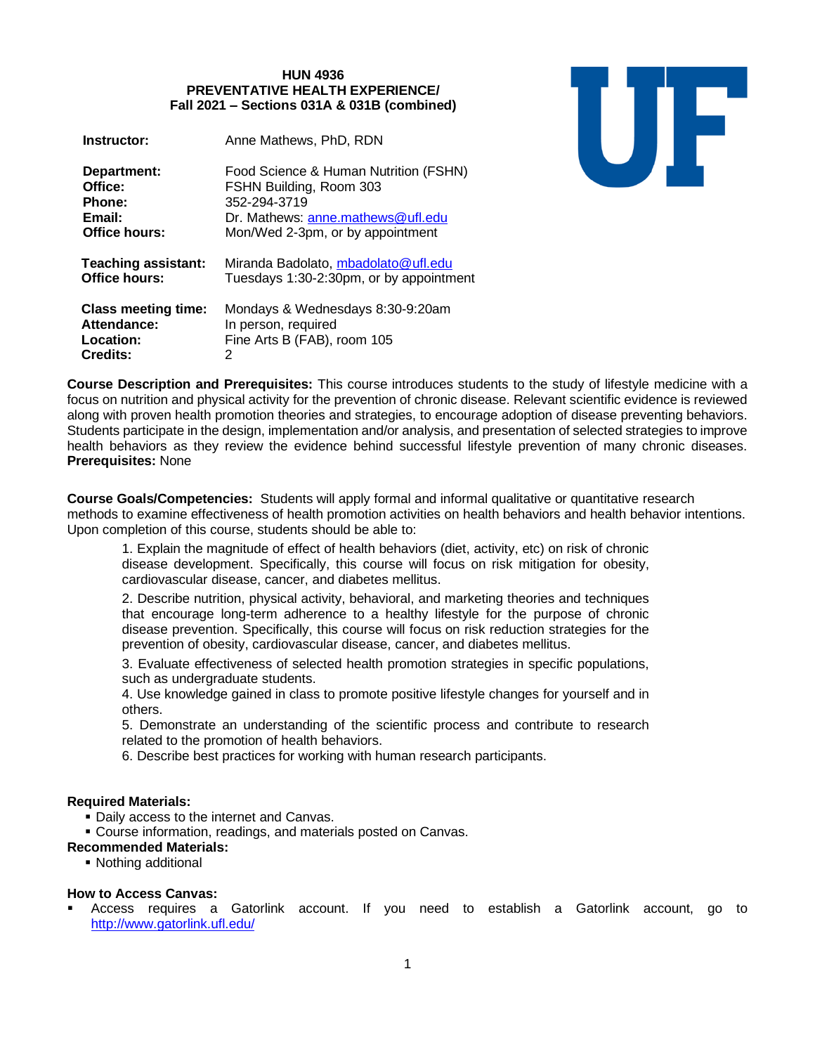**HUN 4936**
**PREVENTATIVE HEALTH EXPERIENCE/**
**Fall 2021 – Sections 031A & 031B (combined)**

| | |
|---|---|
| **Instructor:** | Anne Mathews, PhD, RDN |
| **Department:** | Food Science & Human Nutrition (FSHN) |
| **Office:** | FSHN Building, Room 303 |
| **Phone:** | 352-294-3719 |
| **Email:** | Dr. Mathews: anne.mathews@ufl.edu |
| **Office hours:** | Mon/Wed 2-3pm, or by appointment |
| **Teaching assistant:** | Miranda Badolato, mbadolato@ufl.edu |
| **Office hours:** | Tuesdays 1:30-2:30pm, or by appointment |
| **Class meeting time:** | Mondays & Wednesdays 8:30-9:20am |
| **Attendance:** | In person, required |
| **Location:** | Fine Arts B (FAB), room 105 |
| **Credits:** | 2 |

**Course Description and Prerequisites:** This course introduces students to the study of lifestyle medicine with a focus on nutrition and physical activity for the prevention of chronic disease. Relevant scientific evidence is reviewed along with proven health promotion theories and strategies, to encourage adoption of disease preventing behaviors. Students participate in the design, implementation and/or analysis, and presentation of selected strategies to improve health behaviors as they review the evidence behind successful lifestyle prevention of many chronic diseases.
**Prerequisites:** None

**Course Goals/Competencies:** Students will apply formal and informal qualitative or quantitative research methods to examine effectiveness of health promotion activities on health behaviors and health behavior intentions. Upon completion of this course, students should be able to:

1. Explain the magnitude of effect of health behaviors (diet, activity, etc) on risk of chronic disease development. Specifically, this course will focus on risk mitigation for obesity, cardiovascular disease, cancer, and diabetes mellitus.
2. Describe nutrition, physical activity, behavioral, and marketing theories and techniques that encourage long-term adherence to a healthy lifestyle for the purpose of chronic disease prevention. Specifically, this course will focus on risk reduction strategies for the prevention of obesity, cardiovascular disease, cancer, and diabetes mellitus.
3. Evaluate effectiveness of selected health promotion strategies in specific populations, such as undergraduate students.
4. Use knowledge gained in class to promote positive lifestyle changes for yourself and in others.
5. Demonstrate an understanding of the scientific process and contribute to research related to the promotion of health behaviors.
6. Describe best practices for working with human research participants.

**Required Materials:**

- Daily access to the internet and Canvas.
- Course information, readings, and materials posted on Canvas.

**Recommended Materials:**

- Nothing additional

**How to Access Canvas:**

- Access requires a Gatorlink account. If you need to establish a Gatorlink account, go to http://www.gatorlink.ufl.edu/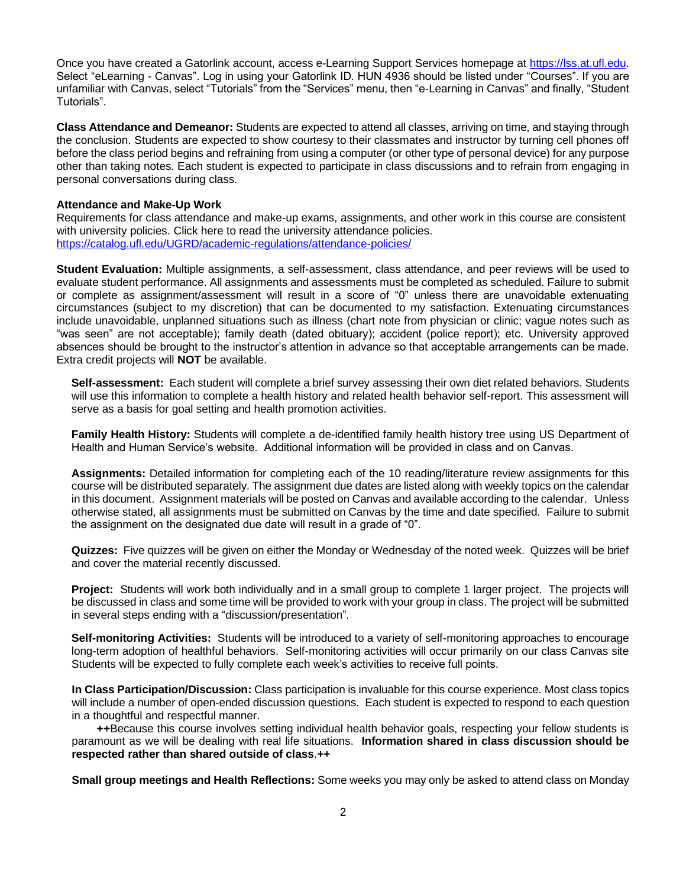Once you have created a Gatorlink account, access e-Learning Support Services homepage at https://lss.at.ufl.edu. Select "eLearning - Canvas". Log in using your Gatorlink ID. HUN 4936 should be listed under "Courses". If you are unfamiliar with Canvas, select "Tutorials" from the "Services" menu, then "e-Learning in Canvas" and finally, "Student Tutorials".

**Class Attendance and Demeanor:** Students are expected to attend all classes, arriving on time, and staying through the conclusion. Students are expected to show courtesy to their classmates and instructor by turning cell phones off before the class period begins and refraining from using a computer (or other type of personal device) for any purpose other than taking notes. Each student is expected to participate in class discussions and to refrain from engaging in personal conversations during class.

**Attendance and Make-Up Work**

Requirements for class attendance and make-up exams, assignments, and other work in this course are consistent with university policies. Click here to read the university attendance policies. https://catalog.ufl.edu/UGRD/academic-regulations/attendance-policies/

**Student Evaluation:** Multiple assignments, a self-assessment, class attendance, and peer reviews will be used to evaluate student performance. All assignments and assessments must be completed as scheduled. Failure to submit or complete as assignment/assessment will result in a score of "0" unless there are unavoidable extenuating circumstances (subject to my discretion) that can be documented to my satisfaction. Extenuating circumstances include unavoidable, unplanned situations such as illness (chart note from physician or clinic; vague notes such as "was seen" are not acceptable); family death (dated obituary); accident (police report); etc. University approved absences should be brought to the instructor's attention in advance so that acceptable arrangements can be made. Extra credit projects will **NOT** be available.

**Self-assessment:** Each student will complete a brief survey assessing their own diet related behaviors. Students will use this information to complete a health history and related health behavior self-report. This assessment will serve as a basis for goal setting and health promotion activities.

**Family Health History:** Students will complete a de-identified family health history tree using US Department of Health and Human Service's website. Additional information will be provided in class and on Canvas.

**Assignments:** Detailed information for completing each of the 10 reading/literature review assignments for this course will be distributed separately. The assignment due dates are listed along with weekly topics on the calendar in this document. Assignment materials will be posted on Canvas and available according to the calendar. Unless otherwise stated, all assignments must be submitted on Canvas by the time and date specified. Failure to submit the assignment on the designated due date will result in a grade of "0".

**Quizzes:** Five quizzes will be given on either the Monday or Wednesday of the noted week. Quizzes will be brief and cover the material recently discussed.

**Project:** Students will work both individually and in a small group to complete 1 larger project. The projects will be discussed in class and some time will be provided to work with your group in class. The project will be submitted in several steps ending with a "discussion/presentation".

**Self-monitoring Activities:** Students will be introduced to a variety of self-monitoring approaches to encourage long-term adoption of healthful behaviors. Self-monitoring activities will occur primarily on our class Canvas site Students will be expected to fully complete each week's activities to receive full points.

**In Class Participation/Discussion:** Class participation is invaluable for this course experience. Most class topics will include a number of open-ended discussion questions. Each student is expected to respond to each question in a thoughtful and respectful manner.

++Because this course involves setting individual health behavior goals, respecting your fellow students is paramount as we will be dealing with real life situations. **Information shared in class discussion should be respected rather than shared outside of class**.**++**

**Small group meetings and Health Reflections:** Some weeks you may only be asked to attend class on Monday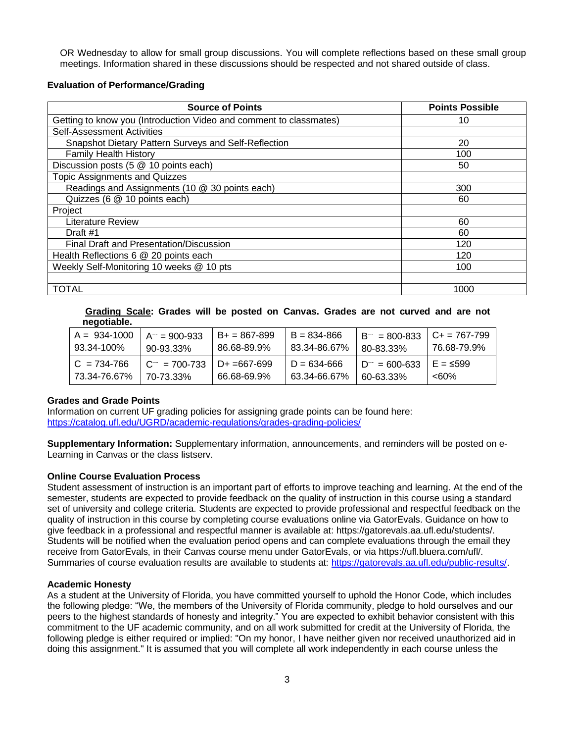OR Wednesday to allow for small group discussions. You will complete reflections based on these small group meetings. Information shared in these discussions should be respected and not shared outside of class.

**Evaluation of Performance/Grading**

| Source of Points | Points Possible |
|---|---|
| Getting to know you (Introduction Video and comment to classmates) | 10 |
| Self-Assessment Activities | |
| Snapshot Dietary Pattern Surveys and Self-Reflection | 20 |
| Family Health History | 100 |
| Discussion posts (5 @ 10 points each) | 50 |
| Topic Assignments and Quizzes | |
| Readings and Assignments (10 @ 30 points each) | 300 |
| Quizzes (6 @ 10 points each) | 60 |
| Project | |
| Literature Review | 60 |
| Draft #1 | 60 |
| Final Draft and Presentation/Discussion | 120 |
| Health Reflections 6 @ 20 points each | 120 |
| Weekly Self-Monitoring 10 weeks @ 10 pts | 100 |
| | |
| TOTAL | 1000 |

**Grading Scale: Grades will be posted on Canvas. Grades are not curved and are not negotiable.**

| A = 934-1000<br>93.34-100% | A- = 900-933<br>90-93.33% | B+ = 867-899<br>86.68-89.9% | B = 834-866<br>83.34-86.67% | B- = 800-833<br>80-83.33% | C+ = 767-799<br>76.68-79.9% |
|---|---|---|---|---|---|
| C = 734-766<br>73.34-76.67% | C- = 700-733<br>70-73.33% | D+ =667-699<br>66.68-69.9% | D = 634-666<br>63.34-66.67% | D- = 600-633<br>60-63.33% | E = ≤599<br><60% |

**Grades and Grade Points**
Information on current UF grading policies for assigning grade points can be found here:
https://catalog.ufl.edu/UGRD/academic-regulations/grades-grading-policies/

**Supplementary Information:** Supplementary information, announcements, and reminders will be posted on e-Learning in Canvas or the class listserv.

**Online Course Evaluation Process**
Student assessment of instruction is an important part of efforts to improve teaching and learning. At the end of the semester, students are expected to provide feedback on the quality of instruction in this course using a standard set of university and college criteria. Students are expected to provide professional and respectful feedback on the quality of instruction in this course by completing course evaluations online via GatorEvals. Guidance on how to give feedback in a professional and respectful manner is available at: https://gatorevals.aa.ufl.edu/students/. Students will be notified when the evaluation period opens and can complete evaluations through the email they receive from GatorEvals, in their Canvas course menu under GatorEvals, or via https://ufl.bluera.com/ufl/. Summaries of course evaluation results are available to students at: https://gatorevals.aa.ufl.edu/public-results/.

**Academic Honesty**
As a student at the University of Florida, you have committed yourself to uphold the Honor Code, which includes the following pledge: "We, the members of the University of Florida community, pledge to hold ourselves and our peers to the highest standards of honesty and integrity." You are expected to exhibit behavior consistent with this commitment to the UF academic community, and on all work submitted for credit at the University of Florida, the following pledge is either required or implied: "On my honor, I have neither given nor received unauthorized aid in doing this assignment." It is assumed that you will complete all work independently in each course unless the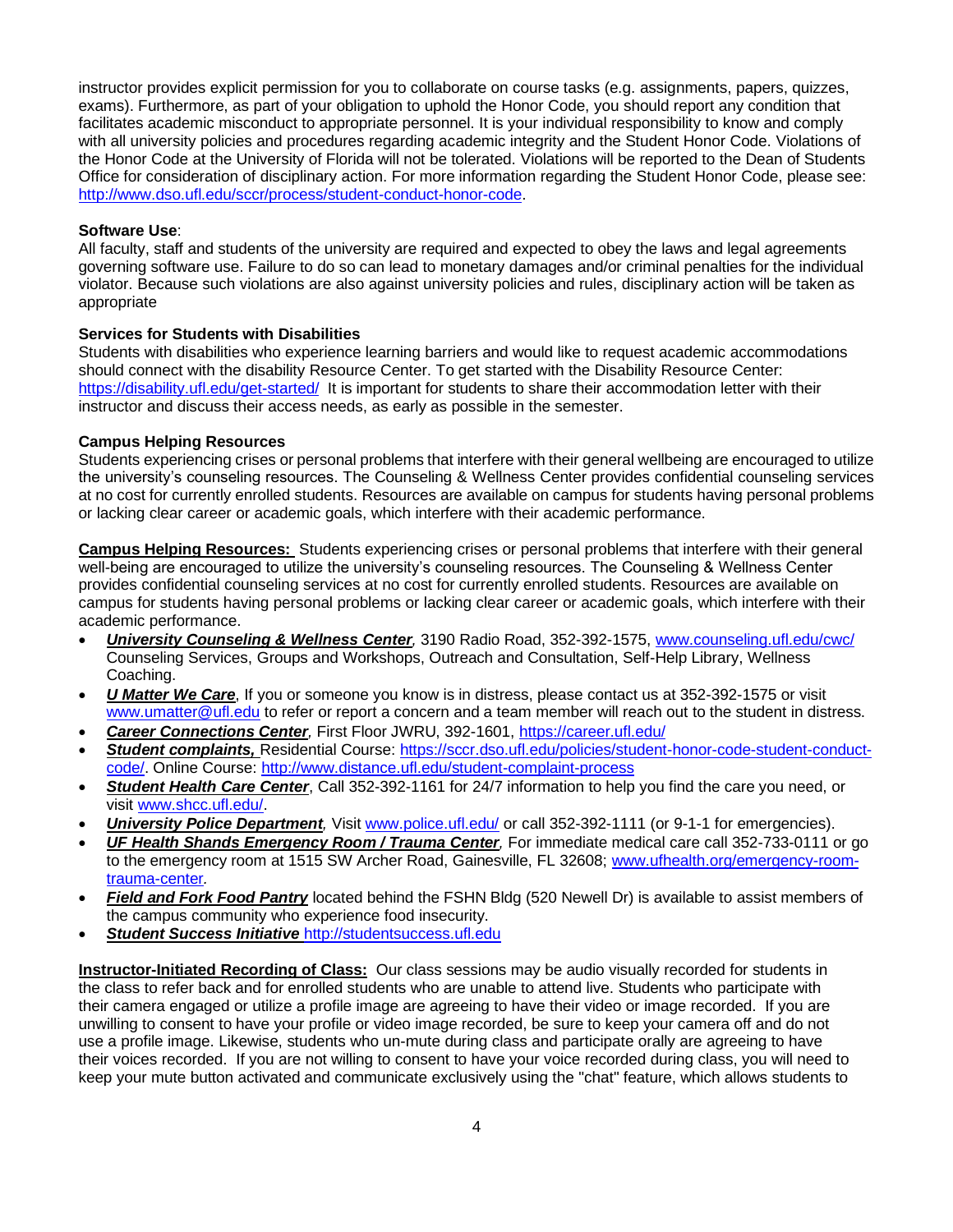instructor provides explicit permission for you to collaborate on course tasks (e.g. assignments, papers, quizzes, exams). Furthermore, as part of your obligation to uphold the Honor Code, you should report any condition that facilitates academic misconduct to appropriate personnel. It is your individual responsibility to know and comply with all university policies and procedures regarding academic integrity and the Student Honor Code. Violations of the Honor Code at the University of Florida will not be tolerated. Violations will be reported to the Dean of Students Office for consideration of disciplinary action. For more information regarding the Student Honor Code, please see: http://www.dso.ufl.edu/sccr/process/student-conduct-honor-code.

**Software Use**:
All faculty, staff and students of the university are required and expected to obey the laws and legal agreements governing software use. Failure to do so can lead to monetary damages and/or criminal penalties for the individual violator. Because such violations are also against university policies and rules, disciplinary action will be taken as appropriate

**Services for Students with Disabilities**
Students with disabilities who experience learning barriers and would like to request academic accommodations should connect with the disability Resource Center. To get started with the Disability Resource Center: https://disability.ufl.edu/get-started/ It is important for students to share their accommodation letter with their instructor and discuss their access needs, as early as possible in the semester.

**Campus Helping Resources**
Students experiencing crises or personal problems that interfere with their general wellbeing are encouraged to utilize the university's counseling resources. The Counseling & Wellness Center provides confidential counseling services at no cost for currently enrolled students. Resources are available on campus for students having personal problems or lacking clear career or academic goals, which interfere with their academic performance.

**Campus Helping Resources:** Students experiencing crises or personal problems that interfere with their general well-being are encouraged to utilize the university's counseling resources. The Counseling & Wellness Center provides confidential counseling services at no cost for currently enrolled students. Resources are available on campus for students having personal problems or lacking clear career or academic goals, which interfere with their academic performance.

- ***University Counseling & Wellness Center**,* 3190 Radio Road, 352-392-1575, www.counseling.ufl.edu/cwc/ Counseling Services, Groups and Workshops, Outreach and Consultation, Self-Help Library, Wellness Coaching.
- ***U Matter We Care***, If you or someone you know is in distress, please contact us at 352-392-1575 or visit www.umatter@ufl.edu to refer or report a concern and a team member will reach out to the student in distress.
- ***Career Connections Center**,* First Floor JWRU, 392-1601, https://career.ufl.edu/
- ***Student complaints,*** Residential Course: https://sccr.dso.ufl.edu/policies/student-honor-code-student-conduct-code/. Online Course: http://www.distance.ufl.edu/student-complaint-process
- ***Student Health Care Center***, Call 352-392-1161 for 24/7 information to help you find the care you need, or visit www.shcc.ufl.edu/.
- ***University Police Department**,* Visit www.police.ufl.edu/ or call 352-392-1111 (or 9-1-1 for emergencies).
- ***UF Health Shands Emergency Room / Trauma Center**,* For immediate medical care call 352-733-0111 or go to the emergency room at 1515 SW Archer Road, Gainesville, FL 32608; www.ufhealth.org/emergency-room-trauma-center.
- ***Field and Fork Food Pantry*** located behind the FSHN Bldg (520 Newell Dr) is available to assist members of the campus community who experience food insecurity.
- ***Student Success Initiative*** http://studentsuccess.ufl.edu

**Instructor-Initiated Recording of Class:** Our class sessions may be audio visually recorded for students in the class to refer back and for enrolled students who are unable to attend live. Students who participate with their camera engaged or utilize a profile image are agreeing to have their video or image recorded. If you are unwilling to consent to have your profile or video image recorded, be sure to keep your camera off and do not use a profile image. Likewise, students who un-mute during class and participate orally are agreeing to have their voices recorded. If you are not willing to consent to have your voice recorded during class, you will need to keep your mute button activated and communicate exclusively using the "chat" feature, which allows students to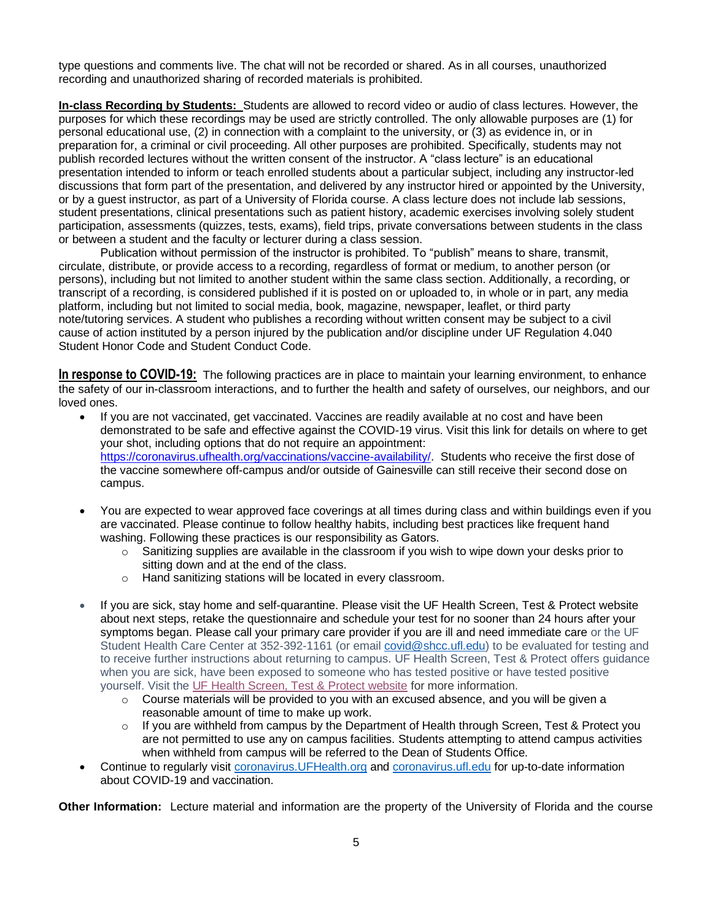type questions and comments live. The chat will not be recorded or shared. As in all courses, unauthorized recording and unauthorized sharing of recorded materials is prohibited.

**In-class Recording by Students:** Students are allowed to record video or audio of class lectures. However, the purposes for which these recordings may be used are strictly controlled. The only allowable purposes are (1) for personal educational use, (2) in connection with a complaint to the university, or (3) as evidence in, or in preparation for, a criminal or civil proceeding. All other purposes are prohibited. Specifically, students may not publish recorded lectures without the written consent of the instructor. A "class lecture" is an educational presentation intended to inform or teach enrolled students about a particular subject, including any instructor-led discussions that form part of the presentation, and delivered by any instructor hired or appointed by the University, or by a guest instructor, as part of a University of Florida course. A class lecture does not include lab sessions, student presentations, clinical presentations such as patient history, academic exercises involving solely student participation, assessments (quizzes, tests, exams), field trips, private conversations between students in the class or between a student and the faculty or lecturer during a class session.

Publication without permission of the instructor is prohibited. To "publish" means to share, transmit, circulate, distribute, or provide access to a recording, regardless of format or medium, to another person (or persons), including but not limited to another student within the same class section. Additionally, a recording, or transcript of a recording, is considered published if it is posted on or uploaded to, in whole or in part, any media platform, including but not limited to social media, book, magazine, newspaper, leaflet, or third party note/tutoring services. A student who publishes a recording without written consent may be subject to a civil cause of action instituted by a person injured by the publication and/or discipline under UF Regulation 4.040 Student Honor Code and Student Conduct Code.

**In response to COVID-19:** The following practices are in place to maintain your learning environment, to enhance the safety of our in-classroom interactions, and to further the health and safety of ourselves, our neighbors, and our loved ones.

- If you are not vaccinated, get vaccinated. Vaccines are readily available at no cost and have been demonstrated to be safe and effective against the COVID-19 virus. Visit this link for details on where to get your shot, including options that do not require an appointment: https://coronavirus.ufhealth.org/vaccinations/vaccine-availability/. Students who receive the first dose of the vaccine somewhere off-campus and/or outside of Gainesville can still receive their second dose on campus.

- You are expected to wear approved face coverings at all times during class and within buildings even if you are vaccinated. Please continue to follow healthy habits, including best practices like frequent hand washing. Following these practices is our responsibility as Gators.
  - Sanitizing supplies are available in the classroom if you wish to wipe down your desks prior to sitting down and at the end of the class.
  - Hand sanitizing stations will be located in every classroom.

- If you are sick, stay home and self-quarantine. Please visit the UF Health Screen, Test & Protect website about next steps, retake the questionnaire and schedule your test for no sooner than 24 hours after your symptoms began. Please call your primary care provider if you are ill and need immediate care or the UF Student Health Care Center at 352-392-1161 (or email covid@shcc.ufl.edu) to be evaluated for testing and to receive further instructions about returning to campus. UF Health Screen, Test & Protect offers guidance when you are sick, have been exposed to someone who has tested positive or have tested positive yourself. Visit the UF Health Screen, Test & Protect website for more information.
  - Course materials will be provided to you with an excused absence, and you will be given a reasonable amount of time to make up work.
  - If you are withheld from campus by the Department of Health through Screen, Test & Protect you are not permitted to use any on campus facilities. Students attempting to attend campus activities when withheld from campus will be referred to the Dean of Students Office.
- Continue to regularly visit coronavirus.UFHealth.org and coronavirus.ufl.edu for up-to-date information about COVID-19 and vaccination.

**Other Information:** Lecture material and information are the property of the University of Florida and the course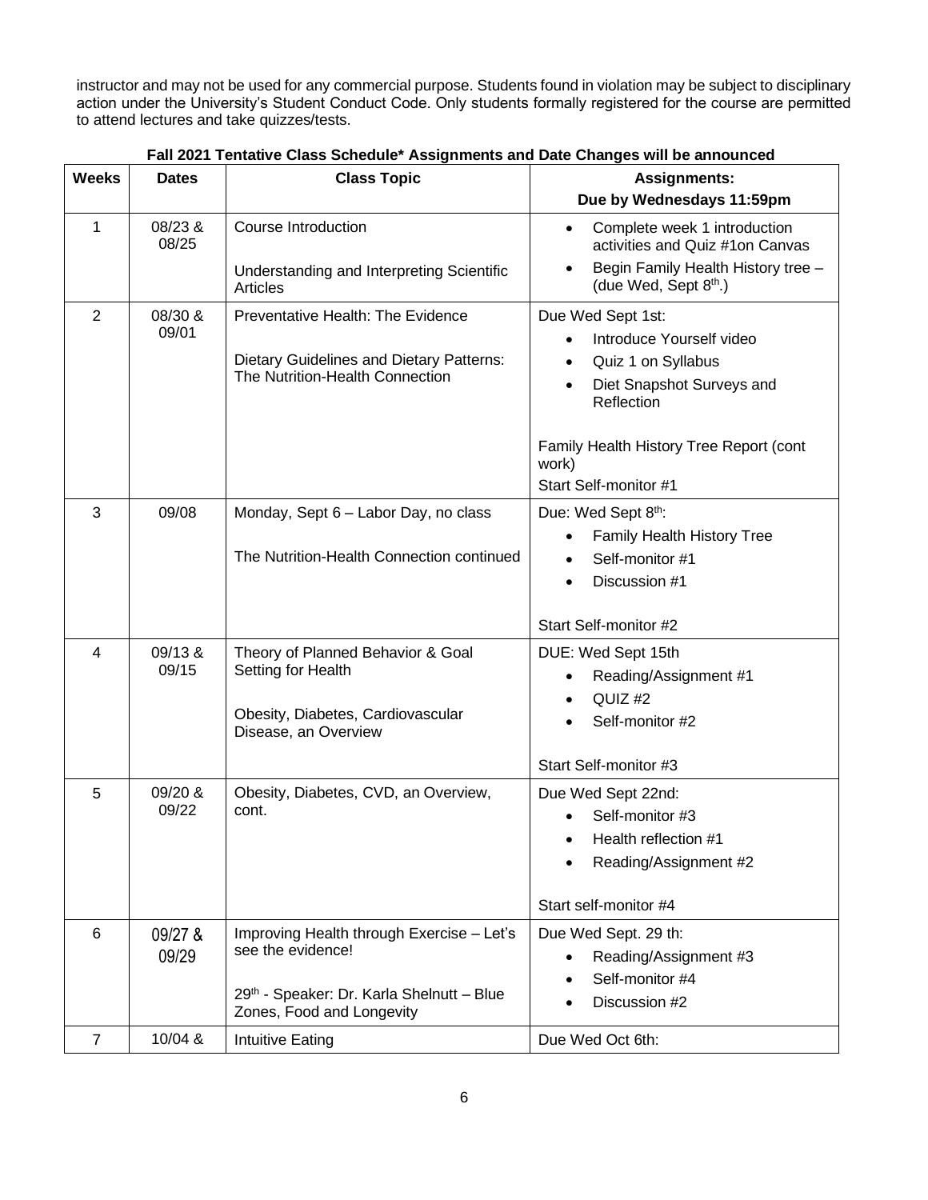instructor and may not be used for any commercial purpose. Students found in violation may be subject to disciplinary action under the University's Student Conduct Code. Only students formally registered for the course are permitted to attend lectures and take quizzes/tests.

**Fall 2021 Tentative Class Schedule\* Assignments and Date Changes will be announced**

| Weeks | Dates | Class Topic | Assignments: Due by Wednesdays 11:59pm |
|---|---|---|---|
| 1 | 08/23 & 08/25 | Course Introduction<br><br>Understanding and Interpreting Scientific Articles | • Complete week 1 introduction activities and Quiz #1on Canvas<br>• Begin Family Health History tree – (due Wed, Sept 8th.) |
| 2 | 08/30 & 09/01 | Preventative Health: The Evidence<br><br>Dietary Guidelines and Dietary Patterns: The Nutrition-Health Connection | Due Wed Sept 1st:<br>• Introduce Yourself video<br>• Quiz 1 on Syllabus<br>• Diet Snapshot Surveys and Reflection<br><br>Family Health History Tree Report (cont work)<br>Start Self-monitor #1 |
| 3 | 09/08 | Monday, Sept 6 – Labor Day, no class<br><br>The Nutrition-Health Connection continued | Due: Wed Sept 8th:<br>• Family Health History Tree<br>• Self-monitor #1<br>• Discussion #1<br><br>Start Self-monitor #2 |
| 4 | 09/13 & 09/15 | Theory of Planned Behavior & Goal Setting for Health<br><br>Obesity, Diabetes, Cardiovascular Disease, an Overview | DUE: Wed Sept 15th<br>• Reading/Assignment #1<br>• QUIZ #2<br>• Self-monitor #2<br><br>Start Self-monitor #3 |
| 5 | 09/20 & 09/22 | Obesity, Diabetes, CVD, an Overview, cont. | Due Wed Sept 22nd:<br>• Self-monitor #3<br>• Health reflection #1<br>• Reading/Assignment #2<br><br>Start self-monitor #4 |
| 6 | 09/27 & 09/29 | Improving Health through Exercise – Let's see the evidence!<br><br>29th - Speaker: Dr. Karla Shelnutt – Blue Zones, Food and Longevity | Due Wed Sept. 29 th:<br>• Reading/Assignment #3<br>• Self-monitor #4<br>• Discussion #2 |
| 7 | 10/04 & | Intuitive Eating | Due Wed Oct 6th: |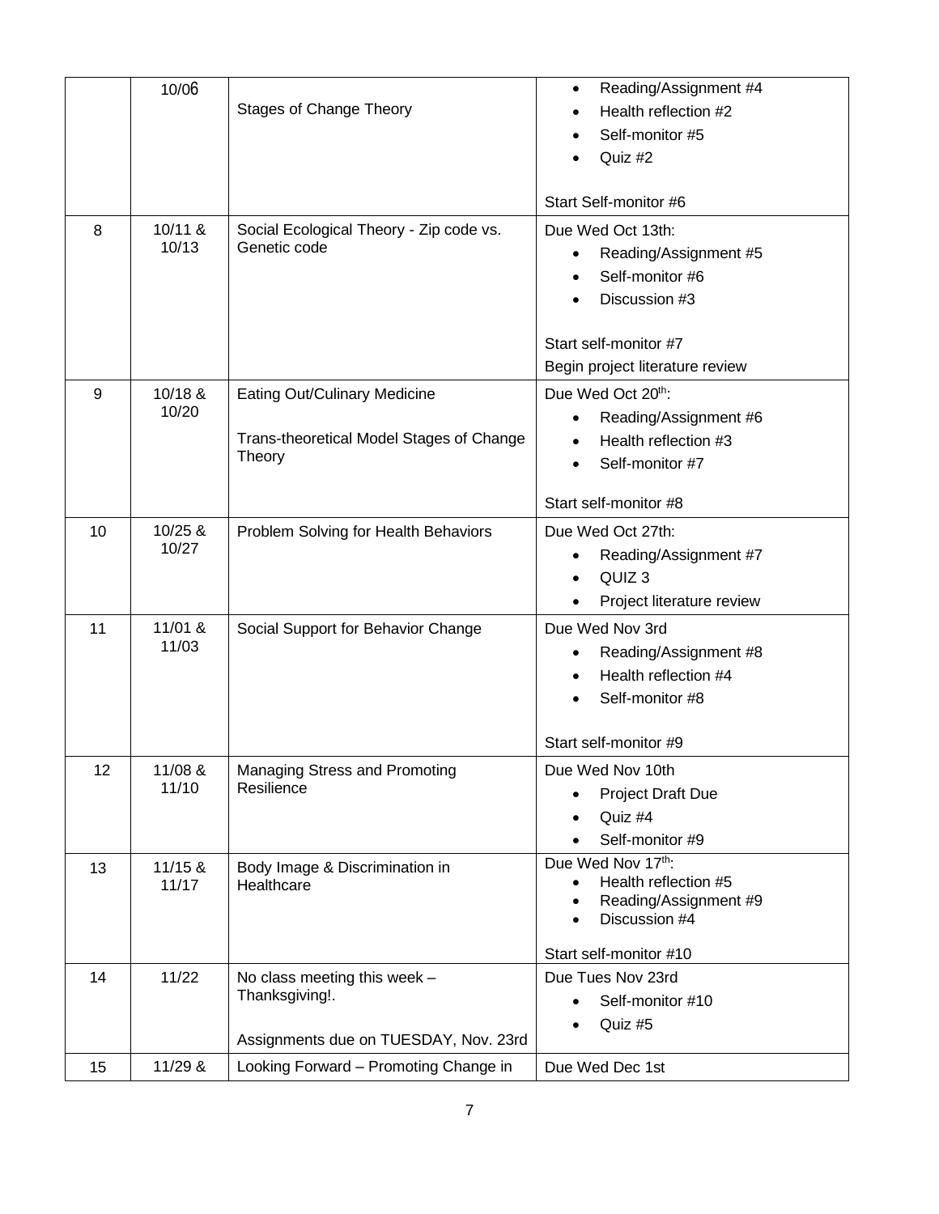| | 10/06 | Stages of Change Theory | • Reading/Assignment #4<br>• Health reflection #2<br>• Self-monitor #5<br>• Quiz #2<br><br>Start Self-monitor #6 |
|---|---|---|---|
| 8 | 10/11 & 10/13 | Social Ecological Theory - Zip code vs. Genetic code | Due Wed Oct 13th:<br>• Reading/Assignment #5<br>• Self-monitor #6<br>• Discussion #3<br><br>Start self-monitor #7<br>Begin project literature review |
| 9 | 10/18 & 10/20 | Eating Out/Culinary Medicine<br><br>Trans-theoretical Model Stages of Change Theory | Due Wed Oct 20th:<br>• Reading/Assignment #6<br>• Health reflection #3<br>• Self-monitor #7<br><br>Start self-monitor #8 |
| 10 | 10/25 & 10/27 | Problem Solving for Health Behaviors | Due Wed Oct 27th:<br>• Reading/Assignment #7<br>• QUIZ 3<br>• Project literature review |
| 11 | 11/01 & 11/03 | Social Support for Behavior Change | Due Wed Nov 3rd<br>• Reading/Assignment #8<br>• Health reflection #4<br>• Self-monitor #8<br><br>Start self-monitor #9 |
| 12 | 11/08 & 11/10 | Managing Stress and Promoting Resilience | Due Wed Nov 10th<br>• Project Draft Due<br>• Quiz #4<br>• Self-monitor #9 |
| 13 | 11/15 & 11/17 | Body Image & Discrimination in Healthcare | Due Wed Nov 17th:<br>• Health reflection #5<br>• Reading/Assignment #9<br>• Discussion #4<br><br>Start self-monitor #10 |
| 14 | 11/22 | No class meeting this week – Thanksgiving!.<br><br>Assignments due on TUESDAY, Nov. 23rd | Due Tues Nov 23rd<br>• Self-monitor #10<br>• Quiz #5 |
| 15 | 11/29 & | Looking Forward – Promoting Change in | Due Wed Dec 1st |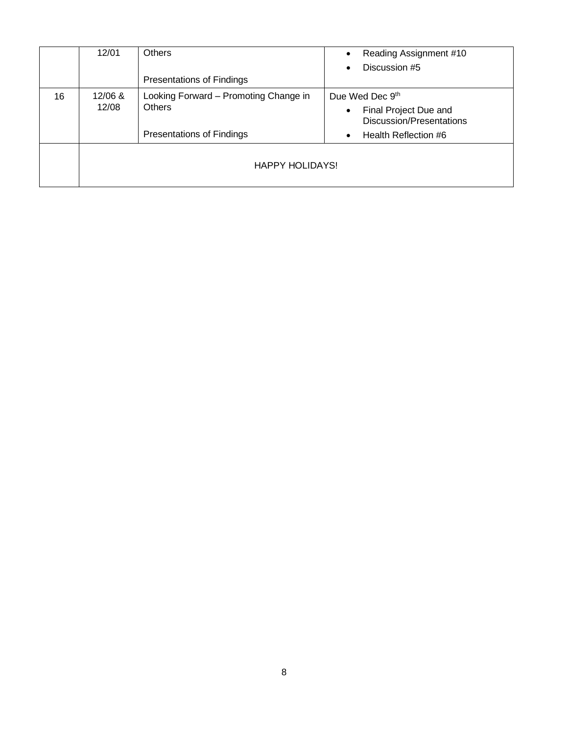| | | | |
|---|---|---|---|
| | 12/01 | Others<br><br>Presentations of Findings | • Reading Assignment #10<br>• Discussion #5 |
| 16 | 12/06 & 12/08 | Looking Forward – Promoting Change in Others<br><br>Presentations of Findings | Due Wed Dec 9th<br>• Final Project Due and Discussion/Presentations<br>• Health Reflection #6 |
| | HAPPY HOLIDAYS! | | |